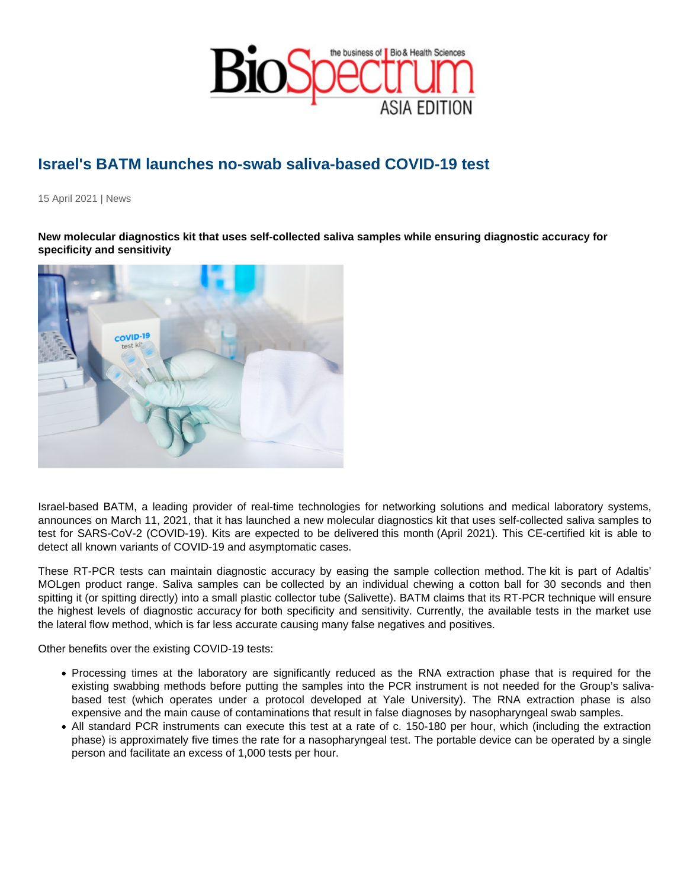# Israel's BATM launches no-swab saliva-based COVID-19 test

15 April 2021 | News

**New molecular diagnostics kit that uses self-collected saliva samples while ensuring diagnostic accuracy for specificity and sensitivity**

Israel-based BATM, a leading provider of real-time technologies for networking solutions and medical laboratory systems, announces on March 11, 2021, that it has launched a new molecular diagnostics kit that uses self-collected saliva samples to test for SARS-CoV-2 (COVID-19). Kits are expected to be delivered this month (April 2021). This CE-certified kit is able to detect all known variants of COVID-19 and asymptomatic cases.

These RT-PCR tests can maintain diagnostic accuracy by easing the sample collection method. The kit is part of Adaltis' MOLgen product range. Saliva samples can be collected by an individual chewing a cotton ball for 30 seconds and then spitting it (or spitting directly) into a small plastic collector tube (Salivette). BATM claims that its RT-PCR technique will ensure the highest levels of diagnostic accuracy for both specificity and sensitivity. Currently, the available tests in the market use the lateral flow method, which is far less accurate causing many false negatives and positives.

Other benefits over the existing COVID-19 tests:

- Processing times at the laboratory are significantly reduced as the RNA extraction phase that is required for the existing swabbing methods before putting the samples into the PCR instrument is not needed for the Group's saliva-based test (which operates under a protocol developed at Yale University). The RNA extraction phase is also expensive and the main cause of contaminations that result in false diagnoses by nasopharyngeal swab samples.
- All standard PCR instruments can execute this test at a rate of c. 150-180 per hour, which (including the extraction phase) is approximately five times the rate for a nasopharyngeal test. The portable device can be operated by a single person and facilitate an excess of 1,000 tests per hour.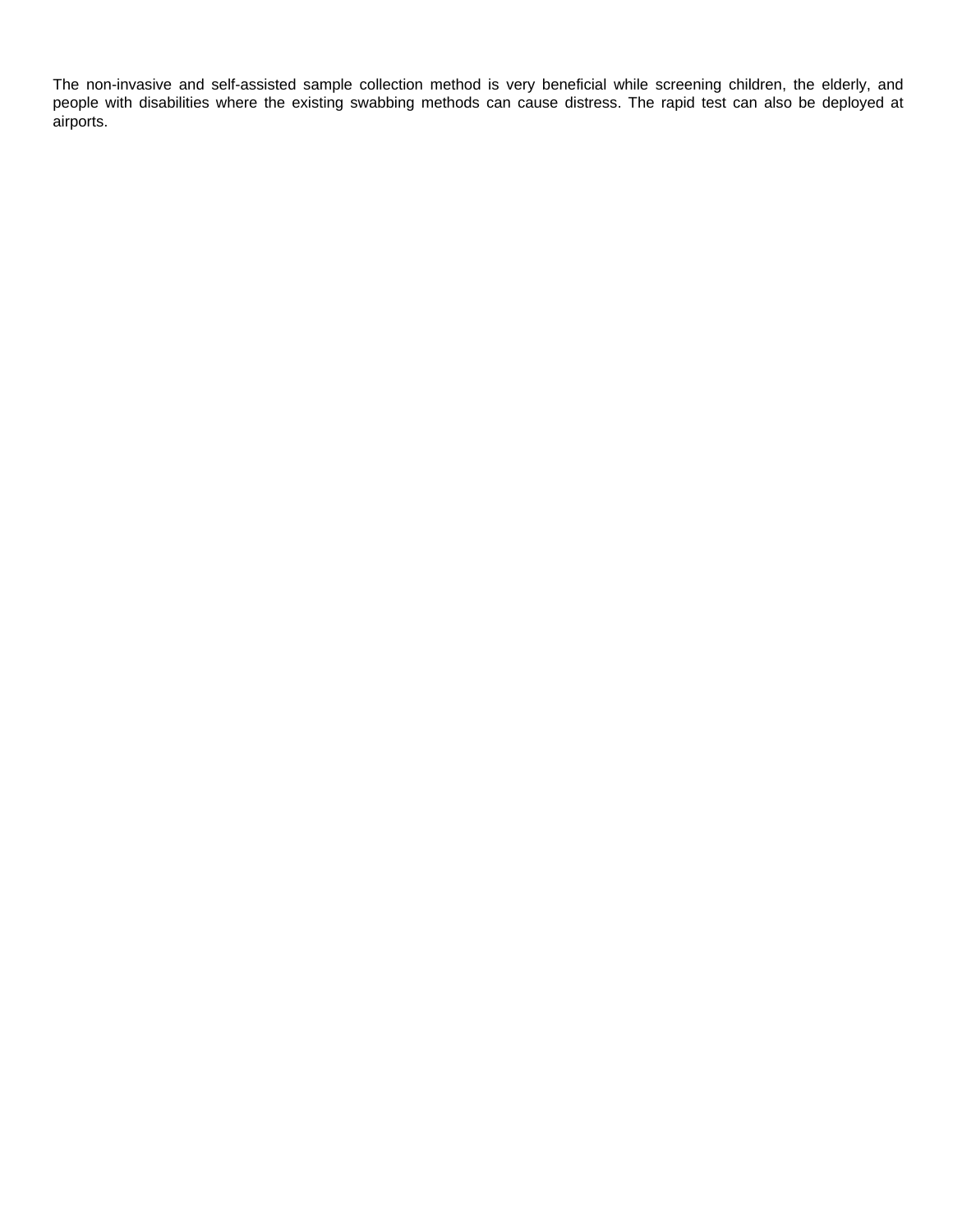The non-invasive and self-assisted sample collection method is very beneficial while screening children, the elderly, and people with disabilities where the existing swabbing methods can cause distress. The rapid test can also be deployed at airports.